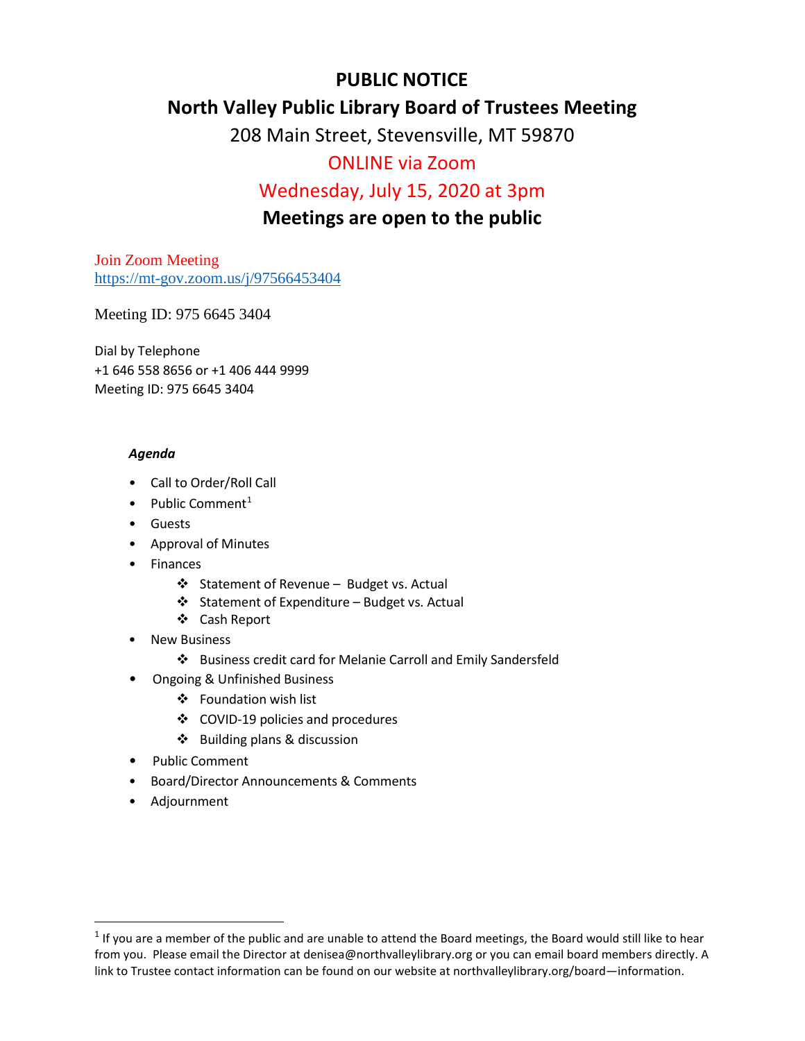# PUBLIC NOTICE

## North Valley Public Library Board of Trustees Meeting

208 Main Street, Stevensville, MT 59870

ONLINE via Zoom

Wednesday, July 15, 2020 at 3pm

**Meetings are open to the public**

Join Zoom Meeting
https://mt-gov.zoom.us/j/97566453404

Meeting ID: 975 6645 3404

Dial by Telephone
+1 646 558 8656 or +1 406 444 9999
Meeting ID: 975 6645 3404

***Agenda***

- Call to Order/Roll Call
- Public Comment[1]
- Guests
- Approval of Minutes
- Finances
  - Statement of Revenue – Budget vs. Actual
  - Statement of Expenditure – Budget vs. Actual
  - Cash Report
- New Business
  - Business credit card for Melanie Carroll and Emily Sandersfeld
- Ongoing & Unfinished Business
  - Foundation wish list
  - COVID-19 policies and procedures
  - Building plans & discussion
- Public Comment
- Board/Director Announcements & Comments
- Adjournment

---

[1] If you are a member of the public and are unable to attend the Board meetings, the Board would still like to hear from you. Please email the Director at denisea@northvalleylibrary.org or you can email board members directly. A link to Trustee contact information can be found on our website at northvalleylibrary.org/board—information.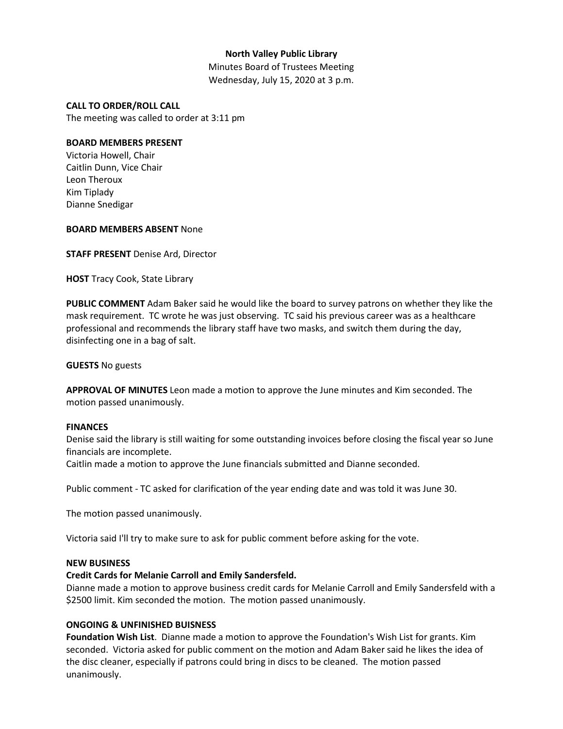**North Valley Public Library**

Minutes Board of Trustees Meeting

Wednesday, July 15, 2020 at 3 p.m.

**CALL TO ORDER/ROLL CALL**

The meeting was called to order at 3:11 pm

**BOARD MEMBERS PRESENT**

Victoria Howell, Chair
Caitlin Dunn, Vice Chair
Leon Theroux
Kim Tiplady
Dianne Snedigar

**BOARD MEMBERS ABSENT** None

**STAFF PRESENT** Denise Ard, Director

**HOST** Tracy Cook, State Library

**PUBLIC COMMENT** Adam Baker said he would like the board to survey patrons on whether they like the mask requirement. TC wrote he was just observing. TC said his previous career was as a healthcare professional and recommends the library staff have two masks, and switch them during the day, disinfecting one in a bag of salt.

**GUESTS** No guests

**APPROVAL OF MINUTES** Leon made a motion to approve the June minutes and Kim seconded. The motion passed unanimously.

**FINANCES**

Denise said the library is still waiting for some outstanding invoices before closing the fiscal year so June financials are incomplete.

Caitlin made a motion to approve the June financials submitted and Dianne seconded.

Public comment - TC asked for clarification of the year ending date and was told it was June 30.

The motion passed unanimously.

Victoria said I'll try to make sure to ask for public comment before asking for the vote.

**NEW BUSINESS**

**Credit Cards for Melanie Carroll and Emily Sandersfeld.**

Dianne made a motion to approve business credit cards for Melanie Carroll and Emily Sandersfeld with a $2500 limit. Kim seconded the motion. The motion passed unanimously.

**ONGOING & UNFINISHED BUISNESS**

**Foundation Wish List**. Dianne made a motion to approve the Foundation's Wish List for grants. Kim seconded. Victoria asked for public comment on the motion and Adam Baker said he likes the idea of the disc cleaner, especially if patrons could bring in discs to be cleaned. The motion passed unanimously.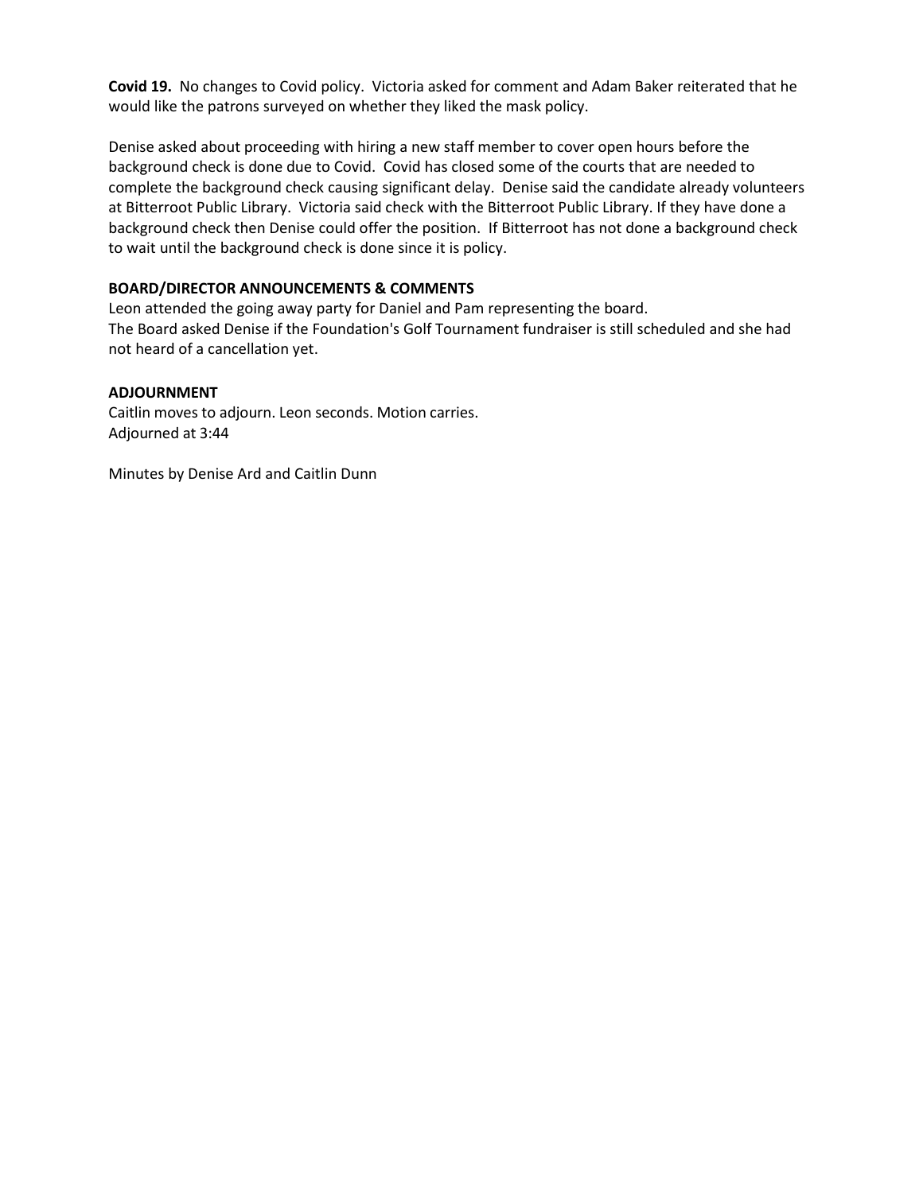**Covid 19.** No changes to Covid policy. Victoria asked for comment and Adam Baker reiterated that he would like the patrons surveyed on whether they liked the mask policy.

Denise asked about proceeding with hiring a new staff member to cover open hours before the background check is done due to Covid. Covid has closed some of the courts that are needed to complete the background check causing significant delay. Denise said the candidate already volunteers at Bitterroot Public Library. Victoria said check with the Bitterroot Public Library. If they have done a background check then Denise could offer the position. If Bitterroot has not done a background check to wait until the background check is done since it is policy.

**BOARD/DIRECTOR ANNOUNCEMENTS & COMMENTS**

Leon attended the going away party for Daniel and Pam representing the board.
The Board asked Denise if the Foundation's Golf Tournament fundraiser is still scheduled and she had not heard of a cancellation yet.

**ADJOURNMENT**

Caitlin moves to adjourn. Leon seconds. Motion carries.
Adjourned at 3:44

Minutes by Denise Ard and Caitlin Dunn